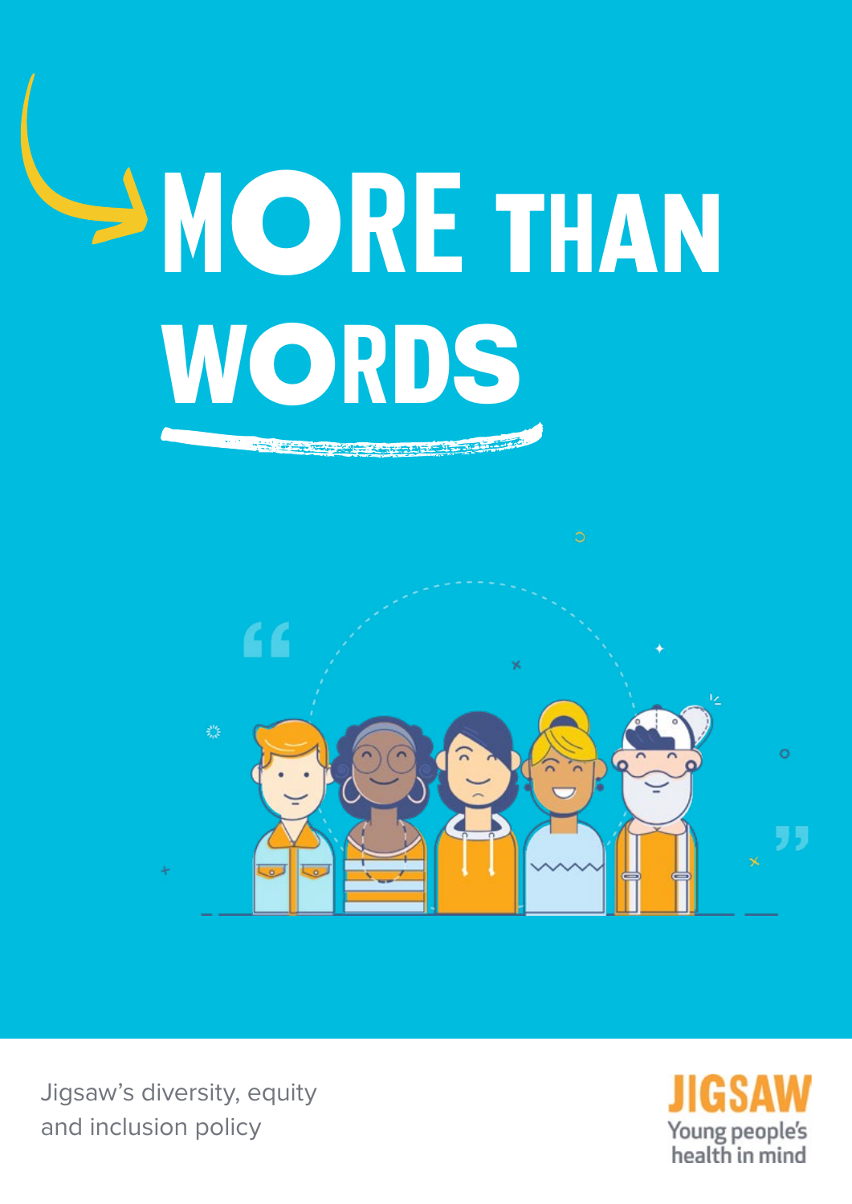# MORE THAN WORDS

Jigsaw's diversity, equity and inclusion policy

JIGSAW
Young people's health in mind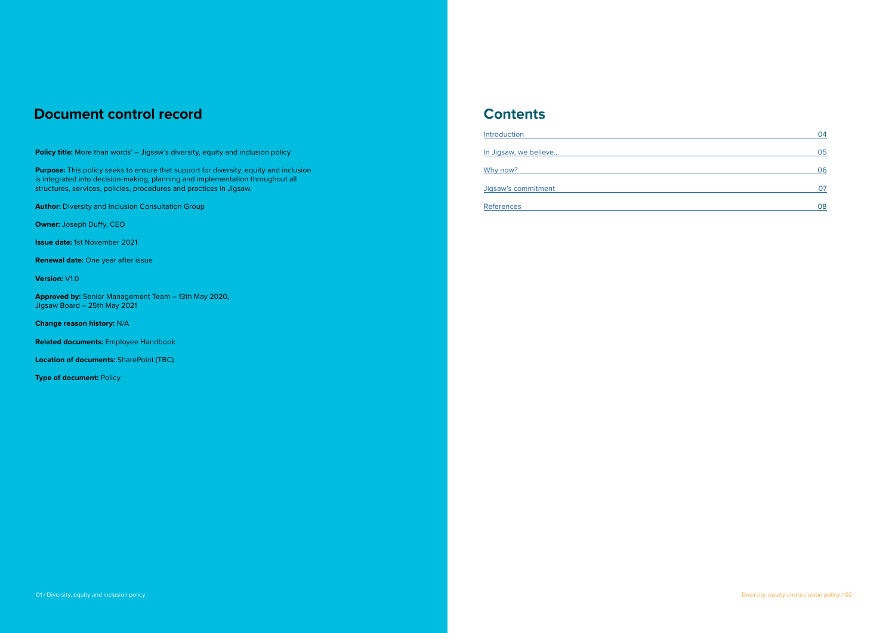## Document control record

**Policy title:** More than words' – Jigsaw's diversity, equity and inclusion policy

**Purpose:** This policy seeks to ensure that support for diversity, equity and inclusion is integrated into decision-making, planning and implementation throughout all structures, services, policies, procedures and practices in Jigsaw.

**Author:** Diversity and Inclusion Consultation Group

**Owner:** Joseph Duffy, CEO

**Issue date:** 1st November 2021

**Renewal date:** One year after issue

**Version:** V1.0

**Approved by:** Senior Management Team – 13th May 2020, Jigsaw Board – 25th May 2021

**Change reason history:** N/A

**Related documents:** Employee Handbook

**Location of documents:** SharePoint (TBC)

**Type of document:** Policy

## Contents

| | |
|---|---|
| Introduction | 04 |
| In Jigsaw, we believe... | 05 |
| Why now? | 06 |
| Jigsaw's commitment | 07 |
| References | 08 |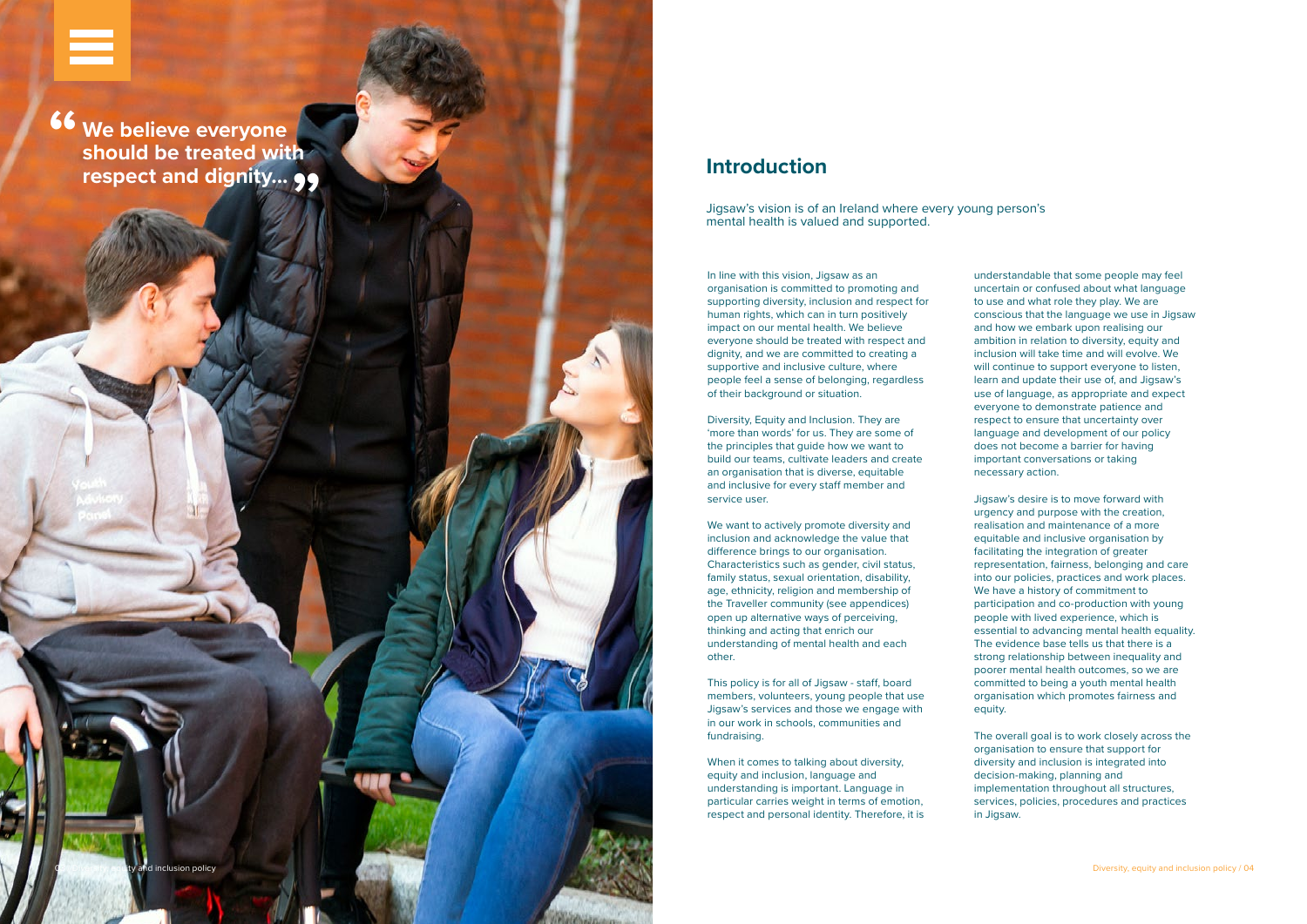> “We believe everyone should be treated with respect and dignity...”

## Introduction

Jigsaw's vision is of an Ireland where every young person's mental health is valued and supported.

In line with this vision, Jigsaw as an organisation is committed to promoting and supporting diversity, inclusion and respect for human rights, which can in turn positively impact on our mental health. We believe everyone should be treated with respect and dignity, and we are committed to creating a supportive and inclusive culture, where people feel a sense of belonging, regardless of their background or situation.

Diversity, Equity and Inclusion. They are 'more than words' for us. They are some of the principles that guide how we want to build our teams, cultivate leaders and create an organisation that is diverse, equitable and inclusive for every staff member and service user.

We want to actively promote diversity and inclusion and acknowledge the value that difference brings to our organisation. Characteristics such as gender, civil status, family status, sexual orientation, disability, age, ethnicity, religion and membership of the Traveller community (see appendices) open up alternative ways of perceiving, thinking and acting that enrich our understanding of mental health and each other.

This policy is for all of Jigsaw - staff, board members, volunteers, young people that use Jigsaw's services and those we engage with in our work in schools, communities and fundraising.

When it comes to talking about diversity, equity and inclusion, language and understanding is important. Language in particular carries weight in terms of emotion, respect and personal identity. Therefore, it is understandable that some people may feel uncertain or confused about what language to use and what role they play. We are conscious that the language we use in Jigsaw and how we embark upon realising our ambition in relation to diversity, equity and inclusion will take time and will evolve. We will continue to support everyone to listen, learn and update their use of, and Jigsaw's use of language, as appropriate and expect everyone to demonstrate patience and respect to ensure that uncertainty over language and development of our policy does not become a barrier for having important conversations or taking necessary action.

Jigsaw's desire is to move forward with urgency and purpose with the creation, realisation and maintenance of a more equitable and inclusive organisation by facilitating the integration of greater representation, fairness, belonging and care into our policies, practices and work places. We have a history of commitment to participation and co-production with young people with lived experience, which is essential to advancing mental health equality. The evidence base tells us that there is a strong relationship between inequality and poorer mental health outcomes, so we are committed to being a youth mental health organisation which promotes fairness and equity.

The overall goal is to work closely across the organisation to ensure that support for diversity and inclusion is integrated into decision-making, planning and implementation throughout all structures, services, policies, procedures and practices in Jigsaw.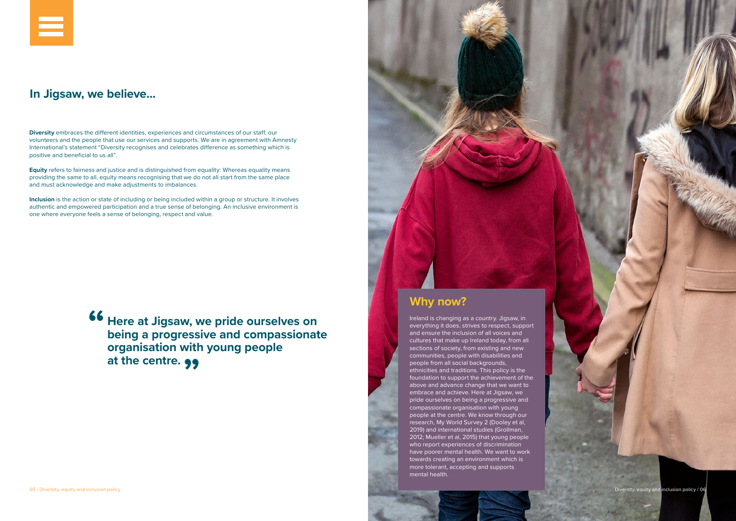## In Jigsaw, we believe...

**Diversity** embraces the different identities, experiences and circumstances of our staff, our volunteers and the people that use our services and supports. We are in agreement with Amnesty International's statement "Diversity recognises and celebrates difference as something which is positive and beneficial to us all".

**Equity** refers to fairness and justice and is distinguished from equality: Whereas equality means providing the same to all, equity means recognising that we do not all start from the same place and must acknowledge and make adjustments to imbalances.

**Inclusion** is the action or state of including or being included within a group or structure. It involves authentic and empowered participation and a true sense of belonging. An inclusive environment is one where everyone feels a sense of belonging, respect and value.

> **"Here at Jigsaw, we pride ourselves on being a progressive and compassionate organisation with young people at the centre."**

## Why now?

Ireland is changing as a country. Jigsaw, in everything it does, strives to respect, support and ensure the inclusion of all voices and cultures that make up Ireland today, from all sections of society, from existing and new communities, people with disabilities and people from all social backgrounds, ethnicities and traditions. This policy is the foundation to support the achievement of the above and advance change that we want to embrace and achieve. Here at Jigsaw, we pride ourselves on being a progressive and compassionate organisation with young people at the centre. We know through our research, My World Survey 2 (Dooley et al, 2019) and international studies (Grollman, 2012; Mueller et al, 2015) that young people who report experiences of discrimination have poorer mental health. We want to work towards creating an environment which is more tolerant, accepting and supports mental health.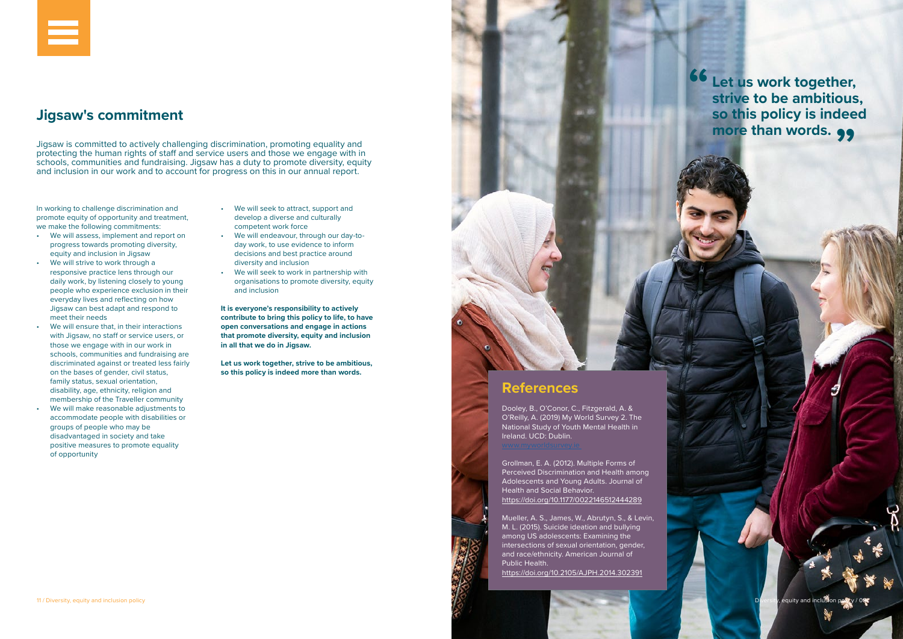## Jigsaw's commitment

Jigsaw is committed to actively challenging discrimination, promoting equality and protecting the human rights of staff and service users and those we engage with in schools, communities and fundraising. Jigsaw has a duty to promote diversity, equity and inclusion in our work and to account for progress on this in our annual report.

In working to challenge discrimination and promote equity of opportunity and treatment, we make the following commitments:

- We will assess, implement and report on progress towards promoting diversity, equity and inclusion in Jigsaw
- We will strive to work through a responsive practice lens through our daily work, by listening closely to young people who experience exclusion in their everyday lives and reflecting on how Jigsaw can best adapt and respond to meet their needs
- We will ensure that, in their interactions with Jigsaw, no staff or service users, or those we engage with in our work in schools, communities and fundraising are discriminated against or treated less fairly on the bases of gender, civil status, family status, sexual orientation, disability, age, ethnicity, religion and membership of the Traveller community
- We will make reasonable adjustments to accommodate people with disabilities or groups of people who may be disadvantaged in society and take positive measures to promote equality of opportunity
- We will seek to attract, support and develop a diverse and culturally competent work force
- We will endeavour, through our day-to-day work, to use evidence to inform decisions and best practice around diversity and inclusion
- We will seek to work in partnership with organisations to promote diversity, equity and inclusion

**It is everyone's responsibility to actively contribute to bring this policy to life, to have open conversations and engage in actions that promote diversity, equity and inclusion in all that we do in Jigsaw.**

**Let us work together, strive to be ambitious, so this policy is indeed more than words.**

> **"Let us work together, strive to be ambitious, so this policy is indeed more than words."**

## References

Dooley, B., O'Conor, C., Fitzgerald, A. & O'Reilly, A. (2019) My World Survey 2. The National Study of Youth Mental Health in Ireland. UCD: Dublin. www.myworldsurvey.ie

Grollman, E. A. (2012). Multiple Forms of Perceived Discrimination and Health among Adolescents and Young Adults. Journal of Health and Social Behavior. https://doi.org/10.1177/0022146512444289

Mueller, A. S., James, W., Abrutyn, S., & Levin, M. L. (2015). Suicide ideation and bullying among US adolescents: Examining the intersections of sexual orientation, gender, and race/ethnicity. American Journal of Public Health. https://doi.org/10.2105/AJPH.2014.302391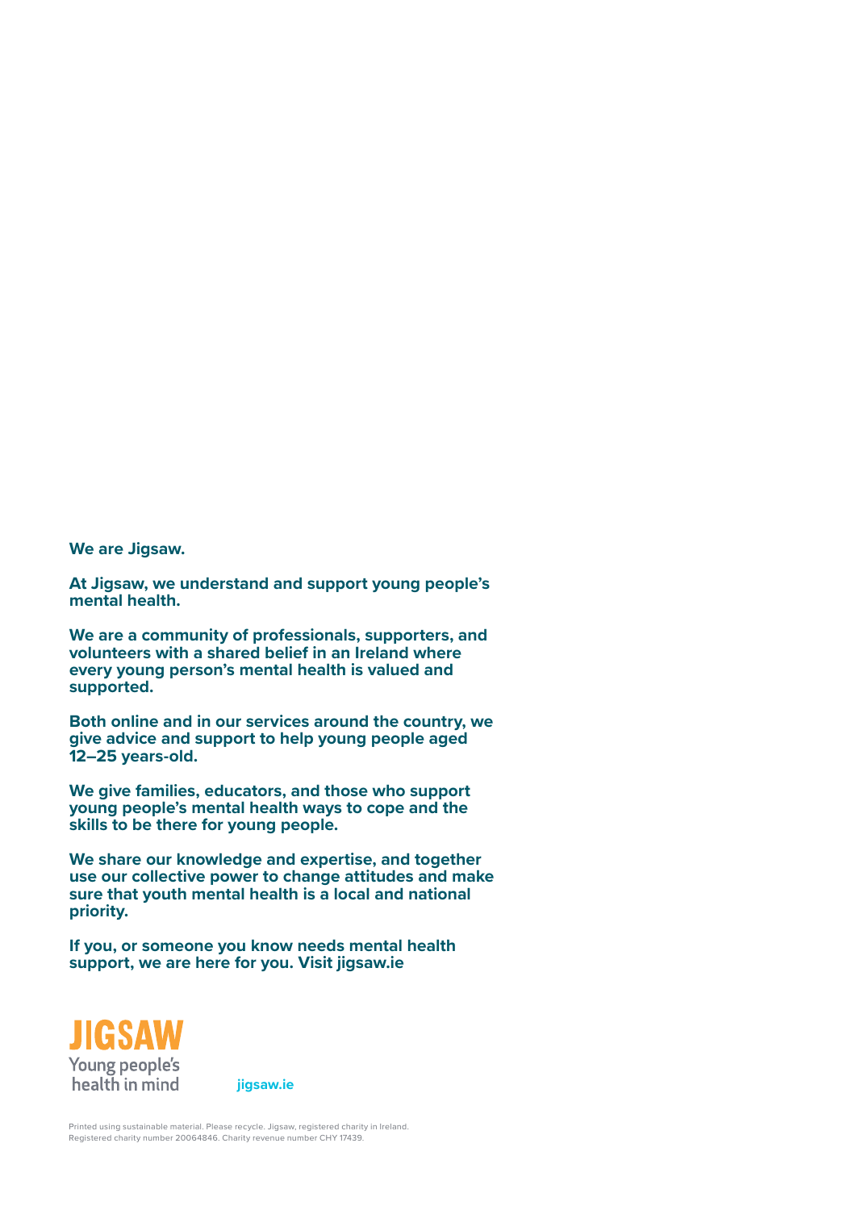**We are Jigsaw.**

**At Jigsaw, we understand and support young people's mental health.**

**We are a community of professionals, supporters, and volunteers with a shared belief in an Ireland where every young person's mental health is valued and supported.**

**Both online and in our services around the country, we give advice and support to help young people aged 12–25 years-old.**

**We give families, educators, and those who support young people's mental health ways to cope and the skills to be there for young people.**

**We share our knowledge and expertise, and together use our collective power to change attitudes and make sure that youth mental health is a local and national priority.**

**If you, or someone you know needs mental health support, we are here for you. Visit jigsaw.ie**

JIGSAW
Young people's
health in mind

**jigsaw.ie**

Printed using sustainable material. Please recycle. Jigsaw, registered charity in Ireland.
Registered charity number 20064846. Charity revenue number CHY 17439.